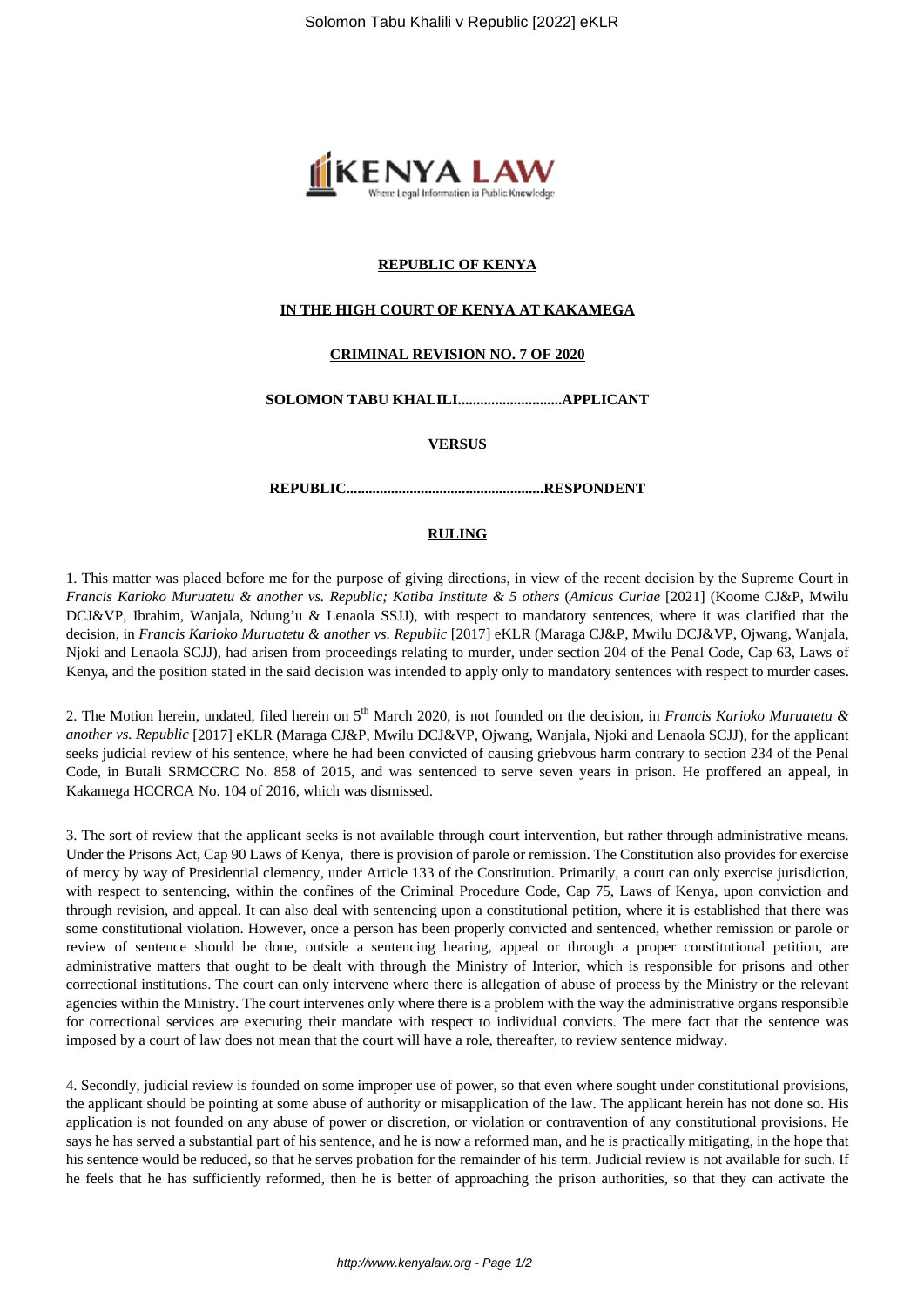**REPUBLIC OF KENYA**

**IN THE HIGH COURT OF KENYA AT KAKAMEGA**

**CRIMINAL REVISION NO. 7 OF 2020**

**SOLOMON TABU KHALILI...........................APPLICANT**

**VERSUS**

**REPUBLIC....................................................RESPONDENT**

**RULING**

1. This matter was placed before me for the purpose of giving directions, in view of the recent decision by the Supreme Court in *Francis Karioko Muruatetu & another vs. Republic; Katiba Institute & 5 others* (*Amicus Curiae* [2021] (Koome CJ&P, Mwilu DCJ&VP, Ibrahim, Wanjala, Ndung'u & Lenaola SSJJ), with respect to mandatory sentences, where it was clarified that the decision, in *Francis Karioko Muruatetu & another vs. Republic* [2017] eKLR (Maraga CJ&P, Mwilu DCJ&VP, Ojwang, Wanjala, Njoki and Lenaola SCJJ), had arisen from proceedings relating to murder, under section 204 of the Penal Code, Cap 63, Laws of Kenya, and the position stated in the said decision was intended to apply only to mandatory sentences with respect to murder cases.

2. The Motion herein, undated, filed herein on 5th March 2020, is not founded on the decision, in *Francis Karioko Muruatetu & another vs. Republic* [2017] eKLR (Maraga CJ&P, Mwilu DCJ&VP, Ojwang, Wanjala, Njoki and Lenaola SCJJ), for the applicant seeks judicial review of his sentence, where he had been convicted of causing griebvous harm contrary to section 234 of the Penal Code, in Butali SRMCCRC No. 858 of 2015, and was sentenced to serve seven years in prison. He proffered an appeal, in Kakamega HCCRCA No. 104 of 2016, which was dismissed.

3. The sort of review that the applicant seeks is not available through court intervention, but rather through administrative means. Under the Prisons Act, Cap 90 Laws of Kenya, there is provision of parole or remission. The Constitution also provides for exercise of mercy by way of Presidential clemency, under Article 133 of the Constitution. Primarily, a court can only exercise jurisdiction, with respect to sentencing, within the confines of the Criminal Procedure Code, Cap 75, Laws of Kenya, upon conviction and through revision, and appeal. It can also deal with sentencing upon a constitutional petition, where it is established that there was some constitutional violation. However, once a person has been properly convicted and sentenced, whether remission or parole or review of sentence should be done, outside a sentencing hearing, appeal or through a proper constitutional petition, are administrative matters that ought to be dealt with through the Ministry of Interior, which is responsible for prisons and other correctional institutions. The court can only intervene where there is allegation of abuse of process by the Ministry or the relevant agencies within the Ministry. The court intervenes only where there is a problem with the way the administrative organs responsible for correctional services are executing their mandate with respect to individual convicts. The mere fact that the sentence was imposed by a court of law does not mean that the court will have a role, thereafter, to review sentence midway.

4. Secondly, judicial review is founded on some improper use of power, so that even where sought under constitutional provisions, the applicant should be pointing at some abuse of authority or misapplication of the law. The applicant herein has not done so. His application is not founded on any abuse of power or discretion, or violation or contravention of any constitutional provisions. He says he has served a substantial part of his sentence, and he is now a reformed man, and he is practically mitigating, in the hope that his sentence would be reduced, so that he serves probation for the remainder of his term. Judicial review is not available for such. If he feels that he has sufficiently reformed, then he is better of approaching the prison authorities, so that they can activate the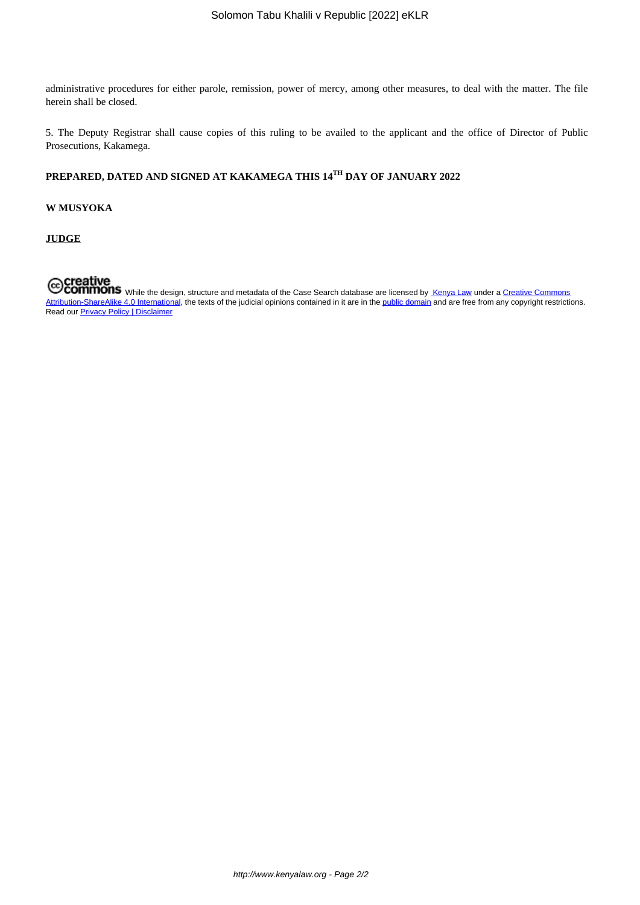administrative procedures for either parole, remission, power of mercy, among other measures, to deal with the matter. The file herein shall be closed.

5. The Deputy Registrar shall cause copies of this ruling to be availed to the applicant and the office of Director of Public Prosecutions, Kakamega.

**PREPARED, DATED AND SIGNED AT KAKAMEGA THIS 14TH DAY OF JANUARY 2022**

**W MUSYOKA**

**JUDGE**

While the design, structure and metadata of the Case Search database are licensed by Kenya Law under a Creative Commons Attribution-ShareAlike 4.0 International, the texts of the judicial opinions contained in it are in the public domain and are free from any copyright restrictions. Read our Privacy Policy | Disclaimer